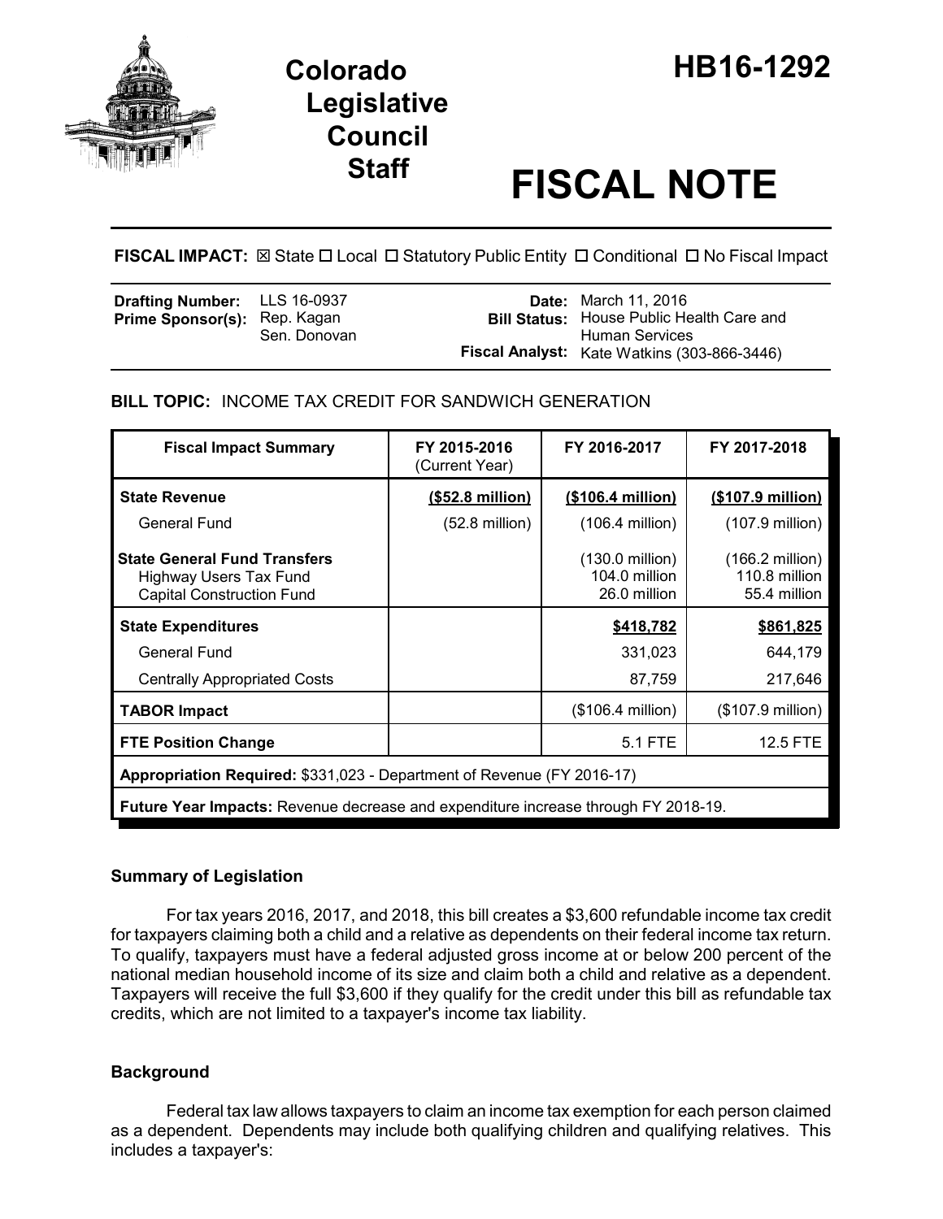# Colorado Legislative Council Staff

# HB16-1292

# FISCAL NOTE

**FISCAL IMPACT:** ☒ State ☐ Local ☐ Statutory Public Entity ☐ Conditional ☐ No Fiscal Impact

| | | | |
|---|---|---|---|
| **Drafting Number:** | LLS 16-0937 | **Date:** | March 11, 2016 |
| **Prime Sponsor(s):** | Rep. Kagan<br>Sen. Donovan | **Bill Status:** | House Public Health Care and Human Services |
| | | **Fiscal Analyst:** | Kate Watkins (303-866-3446) |

**BILL TOPIC:** INCOME TAX CREDIT FOR SANDWICH GENERATION

| Fiscal Impact Summary | FY 2015-2016 (Current Year) | FY 2016-2017 | FY 2017-2018 |
|---|---|---|---|
| **State Revenue** | **($52.8 million)** | **($106.4 million)** | **($107.9 million)** |
| General Fund | (52.8 million) | (106.4 million) | (107.9 million) |
| **State General Fund Transfers** | | (130.0 million) | (166.2 million) |
| Highway Users Tax Fund | | 104.0 million | 110.8 million |
| Capital Construction Fund | | 26.0 million | 55.4 million |
| **State Expenditures** | | **$418,782** | **$861,825** |
| General Fund | | 331,023 | 644,179 |
| Centrally Appropriated Costs | | 87,759 | 217,646 |
| **TABOR Impact** | | ($106.4 million) | ($107.9 million) |
| **FTE Position Change** | | 5.1 FTE | 12.5 FTE |
| **Appropriation Required:** $331,023 - Department of Revenue (FY 2016-17) | | | |
| **Future Year Impacts:** Revenue decrease and expenditure increase through FY 2018-19. | | | |

## Summary of Legislation

For tax years 2016, 2017, and 2018, this bill creates a $3,600 refundable income tax credit for taxpayers claiming both a child and a relative as dependents on their federal income tax return. To qualify, taxpayers must have a federal adjusted gross income at or below 200 percent of the national median household income of its size and claim both a child and relative as a dependent. Taxpayers will receive the full $3,600 if they qualify for the credit under this bill as refundable tax credits, which are not limited to a taxpayer's income tax liability.

## Background

Federal tax law allows taxpayers to claim an income tax exemption for each person claimed as a dependent. Dependents may include both qualifying children and qualifying relatives. This includes a taxpayer's: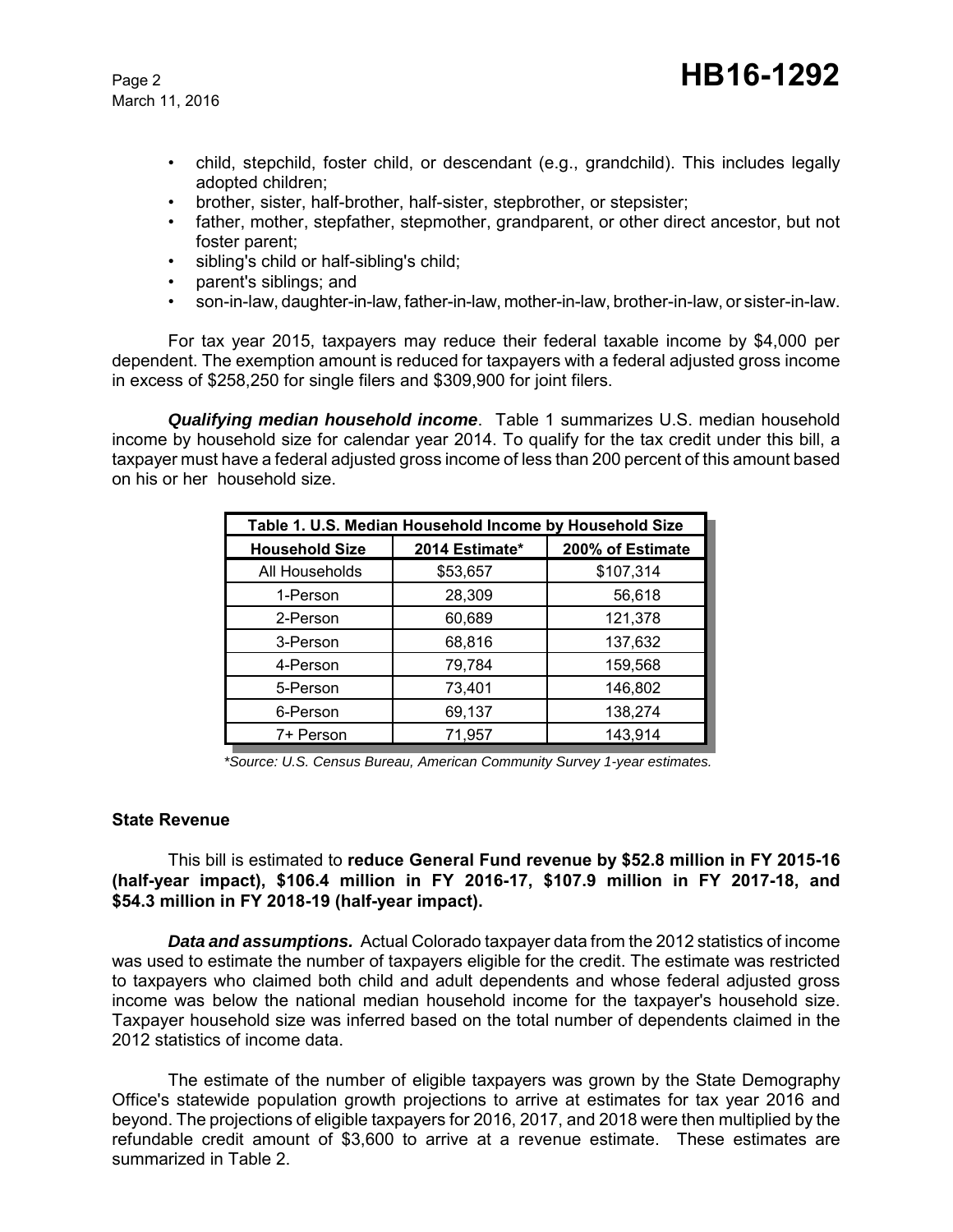- child, stepchild, foster child, or descendant (e.g., grandchild). This includes legally adopted children;
- brother, sister, half-brother, half-sister, stepbrother, or stepsister;
- father, mother, stepfather, stepmother, grandparent, or other direct ancestor, but not foster parent;
- sibling's child or half-sibling's child;
- parent's siblings; and
- son-in-law, daughter-in-law, father-in-law, mother-in-law, brother-in-law, or sister-in-law.

For tax year 2015, taxpayers may reduce their federal taxable income by $4,000 per dependent. The exemption amount is reduced for taxpayers with a federal adjusted gross income in excess of $258,250 for single filers and $309,900 for joint filers.

***Qualifying median household income***. Table 1 summarizes U.S. median household income by household size for calendar year 2014. To qualify for the tax credit under this bill, a taxpayer must have a federal adjusted gross income of less than 200 percent of this amount based on his or her household size.

**Table 1. U.S. Median Household Income by Household Size**

| Household Size | 2014 Estimate* | 200% of Estimate |
|---|---|---|
| All Households | $53,657 | $107,314 |
| 1-Person | 28,309 | 56,618 |
| 2-Person | 60,689 | 121,378 |
| 3-Person | 68,816 | 137,632 |
| 4-Person | 79,784 | 159,568 |
| 5-Person | 73,401 | 146,802 |
| 6-Person | 69,137 | 138,274 |
| 7+ Person | 71,957 | 143,914 |

*\*Source: U.S. Census Bureau, American Community Survey 1-year estimates.*

## State Revenue

This bill is estimated to **reduce General Fund revenue by $52.8 million in FY 2015-16 (half-year impact), $106.4 million in FY 2016-17, $107.9 million in FY 2017-18, and $54.3 million in FY 2018-19 (half-year impact).**

***Data and assumptions.*** Actual Colorado taxpayer data from the 2012 statistics of income was used to estimate the number of taxpayers eligible for the credit. The estimate was restricted to taxpayers who claimed both child and adult dependents and whose federal adjusted gross income was below the national median household income for the taxpayer's household size. Taxpayer household size was inferred based on the total number of dependents claimed in the 2012 statistics of income data.

The estimate of the number of eligible taxpayers was grown by the State Demography Office's statewide population growth projections to arrive at estimates for tax year 2016 and beyond. The projections of eligible taxpayers for 2016, 2017, and 2018 were then multiplied by the refundable credit amount of $3,600 to arrive at a revenue estimate. These estimates are summarized in Table 2.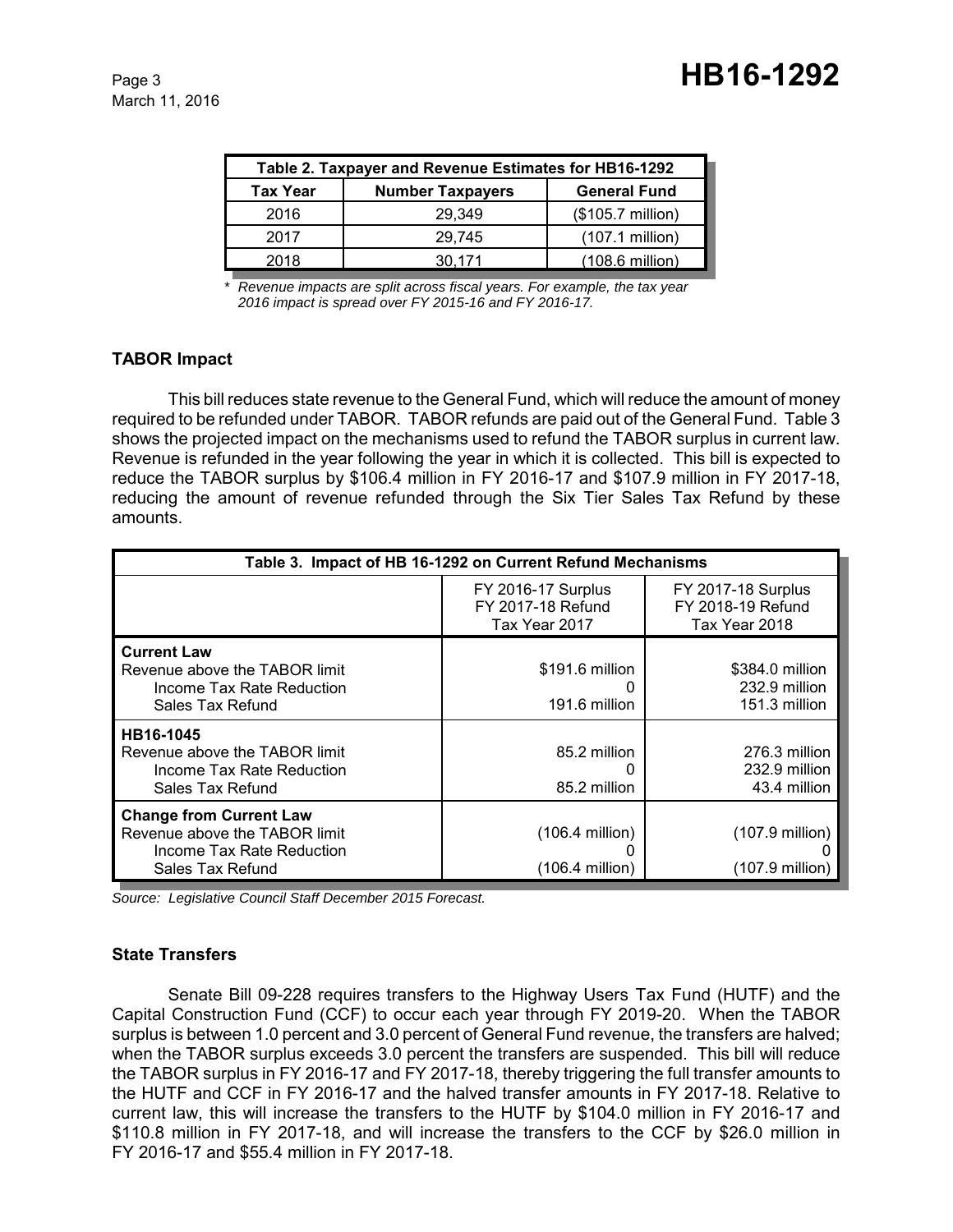| Table 2. Taxpayer and Revenue Estimates for HB16-1292 | | |
|---|---|---|
| **Tax Year** | **Number Taxpayers** | **General Fund** |
| 2016 | 29,349 | ($105.7 million) |
| 2017 | 29,745 | (107.1 million) |
| 2018 | 30,171 | (108.6 million) |

*\* Revenue impacts are split across fiscal years. For example, the tax year 2016 impact is spread over FY 2015-16 and FY 2016-17.*

### TABOR Impact

This bill reduces state revenue to the General Fund, which will reduce the amount of money required to be refunded under TABOR. TABOR refunds are paid out of the General Fund. Table 3 shows the projected impact on the mechanisms used to refund the TABOR surplus in current law. Revenue is refunded in the year following the year in which it is collected. This bill is expected to reduce the TABOR surplus by $106.4 million in FY 2016-17 and $107.9 million in FY 2017-18, reducing the amount of revenue refunded through the Six Tier Sales Tax Refund by these amounts.

| Table 3. Impact of HB 16-1292 on Current Refund Mechanisms | | |
|---|---|---|
| | FY 2016-17 Surplus<br>FY 2017-18 Refund<br>Tax Year 2017 | FY 2017-18 Surplus<br>FY 2018-19 Refund<br>Tax Year 2018 |
| **Current Law** | | |
| Revenue above the TABOR limit | $191.6 million | $384.0 million |
| Income Tax Rate Reduction | 0 | 232.9 million |
| Sales Tax Refund | 191.6 million | 151.3 million |
| **HB16-1045** | | |
| Revenue above the TABOR limit | 85.2 million | 276.3 million |
| Income Tax Rate Reduction | 0 | 232.9 million |
| Sales Tax Refund | 85.2 million | 43.4 million |
| **Change from Current Law** | | |
| Revenue above the TABOR limit | (106.4 million) | (107.9 million) |
| Income Tax Rate Reduction | 0 | 0 |
| Sales Tax Refund | (106.4 million) | (107.9 million) |

*Source: Legislative Council Staff December 2015 Forecast.*

### State Transfers

Senate Bill 09-228 requires transfers to the Highway Users Tax Fund (HUTF) and the Capital Construction Fund (CCF) to occur each year through FY 2019-20. When the TABOR surplus is between 1.0 percent and 3.0 percent of General Fund revenue, the transfers are halved; when the TABOR surplus exceeds 3.0 percent the transfers are suspended. This bill will reduce the TABOR surplus in FY 2016-17 and FY 2017-18, thereby triggering the full transfer amounts to the HUTF and CCF in FY 2016-17 and the halved transfer amounts in FY 2017-18. Relative to current law, this will increase the transfers to the HUTF by $104.0 million in FY 2016-17 and $110.8 million in FY 2017-18, and will increase the transfers to the CCF by $26.0 million in FY 2016-17 and $55.4 million in FY 2017-18.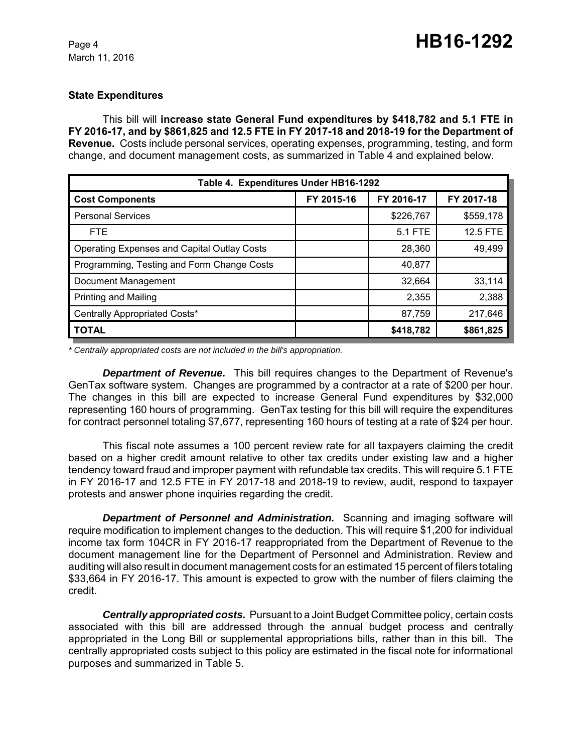### State Expenditures

This bill will **increase state General Fund expenditures by \$418,782 and 5.1 FTE in FY 2016-17, and by \$861,825 and 12.5 FTE in FY 2017-18 and 2018-19 for the Department of Revenue.** Costs include personal services, operating expenses, programming, testing, and form change, and document management costs, as summarized in Table 4 and explained below.

| Table 4. Expenditures Under HB16-1292 | | | |
|---|---|---|---|
| **Cost Components** | **FY 2015-16** | **FY 2016-17** | **FY 2017-18** |
| Personal Services | | \$226,767 | \$559,178 |
| FTE | | 5.1 FTE | 12.5 FTE |
| Operating Expenses and Capital Outlay Costs | | 28,360 | 49,499 |
| Programming, Testing and Form Change Costs | | 40,877 | |
| Document Management | | 32,664 | 33,114 |
| Printing and Mailing | | 2,355 | 2,388 |
| Centrally Appropriated Costs* | | 87,759 | 217,646 |
| **TOTAL** | | **\$418,782** | **\$861,825** |

*\* Centrally appropriated costs are not included in the bill's appropriation.*

***Department of Revenue.*** This bill requires changes to the Department of Revenue's GenTax software system. Changes are programmed by a contractor at a rate of \$200 per hour. The changes in this bill are expected to increase General Fund expenditures by \$32,000 representing 160 hours of programming. GenTax testing for this bill will require the expenditures for contract personnel totaling \$7,677, representing 160 hours of testing at a rate of \$24 per hour.

This fiscal note assumes a 100 percent review rate for all taxpayers claiming the credit based on a higher credit amount relative to other tax credits under existing law and a higher tendency toward fraud and improper payment with refundable tax credits. This will require 5.1 FTE in FY 2016-17 and 12.5 FTE in FY 2017-18 and 2018-19 to review, audit, respond to taxpayer protests and answer phone inquiries regarding the credit.

***Department of Personnel and Administration.*** Scanning and imaging software will require modification to implement changes to the deduction. This will require \$1,200 for individual income tax form 104CR in FY 2016-17 reappropriated from the Department of Revenue to the document management line for the Department of Personnel and Administration. Review and auditing will also result in document management costs for an estimated 15 percent of filers totaling \$33,664 in FY 2016-17. This amount is expected to grow with the number of filers claiming the credit.

***Centrally appropriated costs.*** Pursuant to a Joint Budget Committee policy, certain costs associated with this bill are addressed through the annual budget process and centrally appropriated in the Long Bill or supplemental appropriations bills, rather than in this bill. The centrally appropriated costs subject to this policy are estimated in the fiscal note for informational purposes and summarized in Table 5.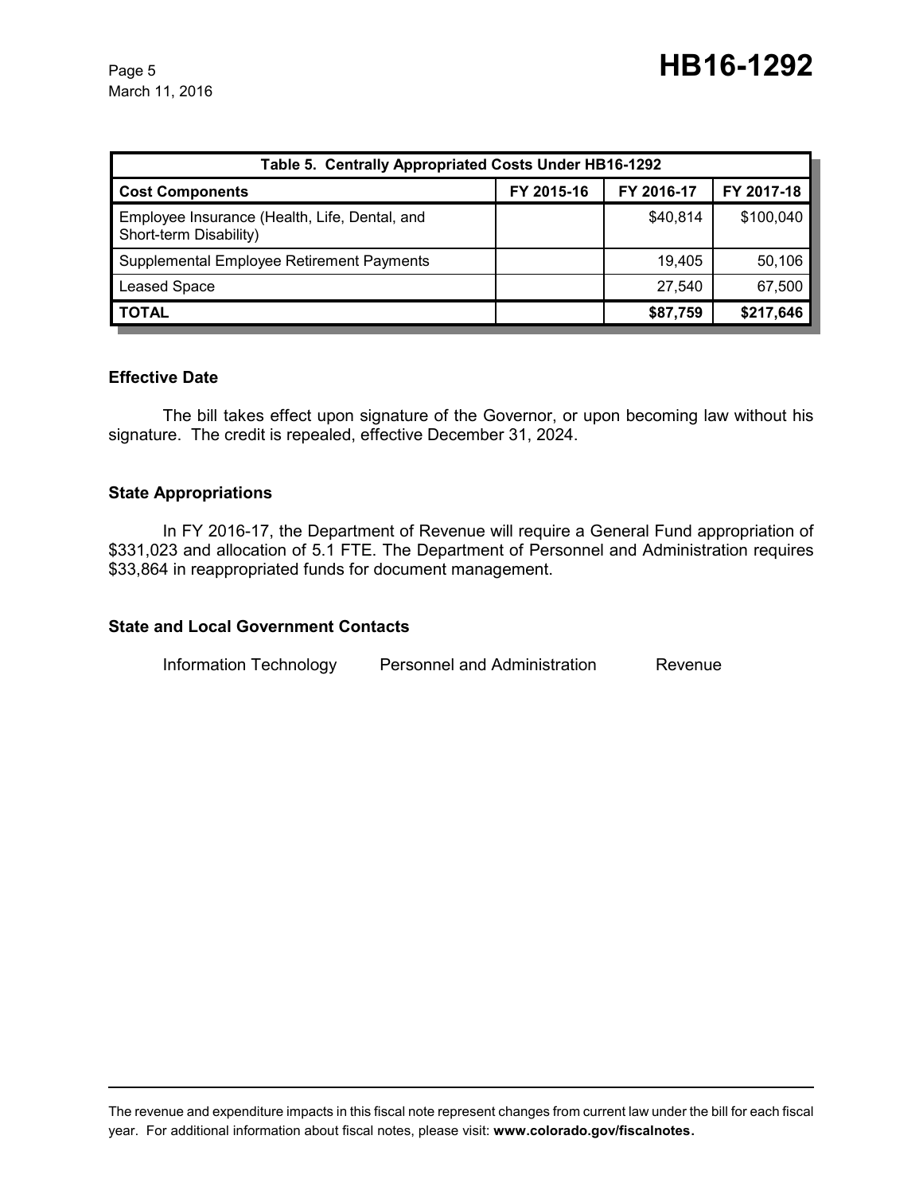| Table 5. Centrally Appropriated Costs Under HB16-1292 | | | |
|---|---|---|---|
| **Cost Components** | **FY 2015-16** | **FY 2016-17** | **FY 2017-18** |
| Employee Insurance (Health, Life, Dental, and Short-term Disability) | | $40,814 | $100,040 |
| Supplemental Employee Retirement Payments | | 19,405 | 50,106 |
| Leased Space | | 27,540 | 67,500 |
| **TOTAL** | | **$87,759** | **$217,646** |

### Effective Date

The bill takes effect upon signature of the Governor, or upon becoming law without his signature. The credit is repealed, effective December 31, 2024.

### State Appropriations

In FY 2016-17, the Department of Revenue will require a General Fund appropriation of $331,023 and allocation of 5.1 FTE. The Department of Personnel and Administration requires $33,864 in reappropriated funds for document management.

### State and Local Government Contacts

Information Technology Personnel and Administration Revenue

The revenue and expenditure impacts in this fiscal note represent changes from current law under the bill for each fiscal year. For additional information about fiscal notes, please visit: **www.colorado.gov/fiscalnotes.**